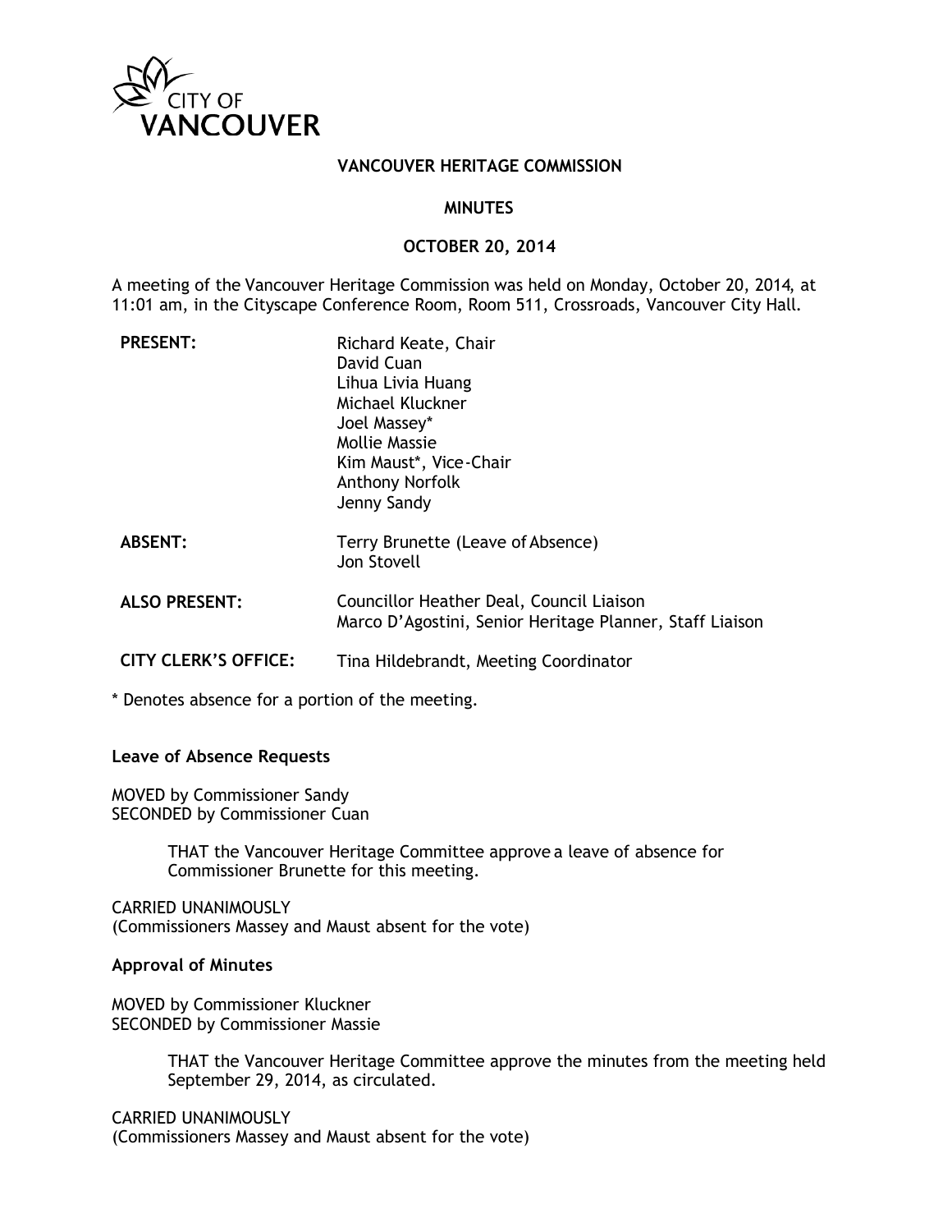CITY OF VANCOUVER

# VANCOUVER HERITAGE COMMISSION

## MINUTES

## OCTOBER 20, 2014

A meeting of the Vancouver Heritage Commission was held on Monday, October 20, 2014, at 11:01 am, in the Cityscape Conference Room, Room 511, Crossroads, Vancouver City Hall.

| | |
|---|---|
| **PRESENT:** | Richard Keate, Chair<br>David Cuan<br>Lihua Livia Huang<br>Michael Kluckner<br>Joel Massey*<br>Mollie Massie<br>Kim Maust*, Vice-Chair<br>Anthony Norfolk<br>Jenny Sandy |
| **ABSENT:** | Terry Brunette (Leave of Absence)<br>Jon Stovell |
| **ALSO PRESENT:** | Councillor Heather Deal, Council Liaison<br>Marco D'Agostini, Senior Heritage Planner, Staff Liaison |
| **CITY CLERK'S OFFICE:** | Tina Hildebrandt, Meeting Coordinator |

* Denotes absence for a portion of the meeting.

**Leave of Absence Requests**

MOVED by Commissioner Sandy
SECONDED by Commissioner Cuan

> THAT the Vancouver Heritage Committee approve a leave of absence for Commissioner Brunette for this meeting.

CARRIED UNANIMOUSLY
(Commissioners Massey and Maust absent for the vote)

**Approval of Minutes**

MOVED by Commissioner Kluckner
SECONDED by Commissioner Massie

> THAT the Vancouver Heritage Committee approve the minutes from the meeting held September 29, 2014, as circulated.

CARRIED UNANIMOUSLY
(Commissioners Massey and Maust absent for the vote)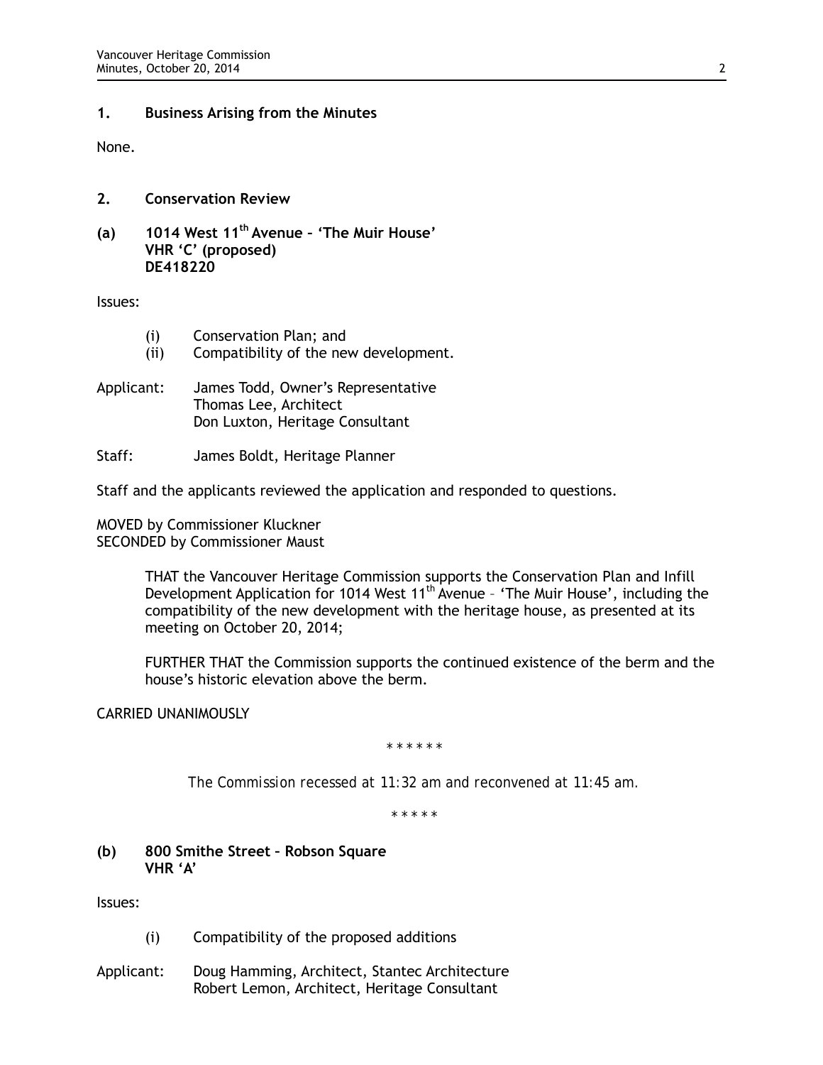## 1. Business Arising from the Minutes

None.

## 2. Conservation Review

### (a) 1014 West 11th Avenue – 'The Muir House' VHR 'C' (proposed) DE418220

Issues:

- (i) Conservation Plan; and
- (ii) Compatibility of the new development.

Applicant: James Todd, Owner's Representative
Thomas Lee, Architect
Don Luxton, Heritage Consultant

Staff: James Boldt, Heritage Planner

Staff and the applicants reviewed the application and responded to questions.

MOVED by Commissioner Kluckner
SECONDED by Commissioner Maust

> THAT the Vancouver Heritage Commission supports the Conservation Plan and Infill Development Application for 1014 West 11th Avenue – 'The Muir House', including the compatibility of the new development with the heritage house, as presented at its meeting on October 20, 2014;
>
> FURTHER THAT the Commission supports the continued existence of the berm and the house's historic elevation above the berm.

CARRIED UNANIMOUSLY

\* \* \* \* \* \*

*The Commission recessed at 11:32 am and reconvened at 11:45 am.*

\* \* \* \* \*

### (b) 800 Smithe Street – Robson Square VHR 'A'

Issues:

- (i) Compatibility of the proposed additions

Applicant: Doug Hamming, Architect, Stantec Architecture
Robert Lemon, Architect, Heritage Consultant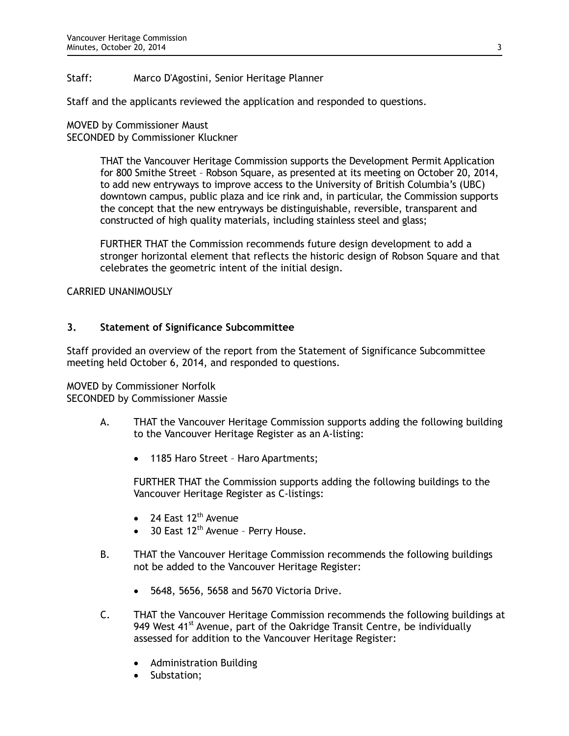Staff: Marco D'Agostini, Senior Heritage Planner

Staff and the applicants reviewed the application and responded to questions.

MOVED by Commissioner Maust
SECONDED by Commissioner Kluckner

> THAT the Vancouver Heritage Commission supports the Development Permit Application for 800 Smithe Street – Robson Square, as presented at its meeting on October 20, 2014, to add new entryways to improve access to the University of British Columbia's (UBC) downtown campus, public plaza and ice rink and, in particular, the Commission supports the concept that the new entryways be distinguishable, reversible, transparent and constructed of high quality materials, including stainless steel and glass;
>
> FURTHER THAT the Commission recommends future design development to add a stronger horizontal element that reflects the historic design of Robson Square and that celebrates the geometric intent of the initial design.

CARRIED UNANIMOUSLY

### 3. Statement of Significance Subcommittee

Staff provided an overview of the report from the Statement of Significance Subcommittee meeting held October 6, 2014, and responded to questions.

MOVED by Commissioner Norfolk
SECONDED by Commissioner Massie

A. THAT the Vancouver Heritage Commission supports adding the following building to the Vancouver Heritage Register as an A-listing:

- 1185 Haro Street – Haro Apartments;

FURTHER THAT the Commission supports adding the following buildings to the Vancouver Heritage Register as C-listings:

- 24 East 12th Avenue
- 30 East 12th Avenue – Perry House.

B. THAT the Vancouver Heritage Commission recommends the following buildings not be added to the Vancouver Heritage Register:

- 5648, 5656, 5658 and 5670 Victoria Drive.

C. THAT the Vancouver Heritage Commission recommends the following buildings at 949 West 41st Avenue, part of the Oakridge Transit Centre, be individually assessed for addition to the Vancouver Heritage Register:

- Administration Building
- Substation;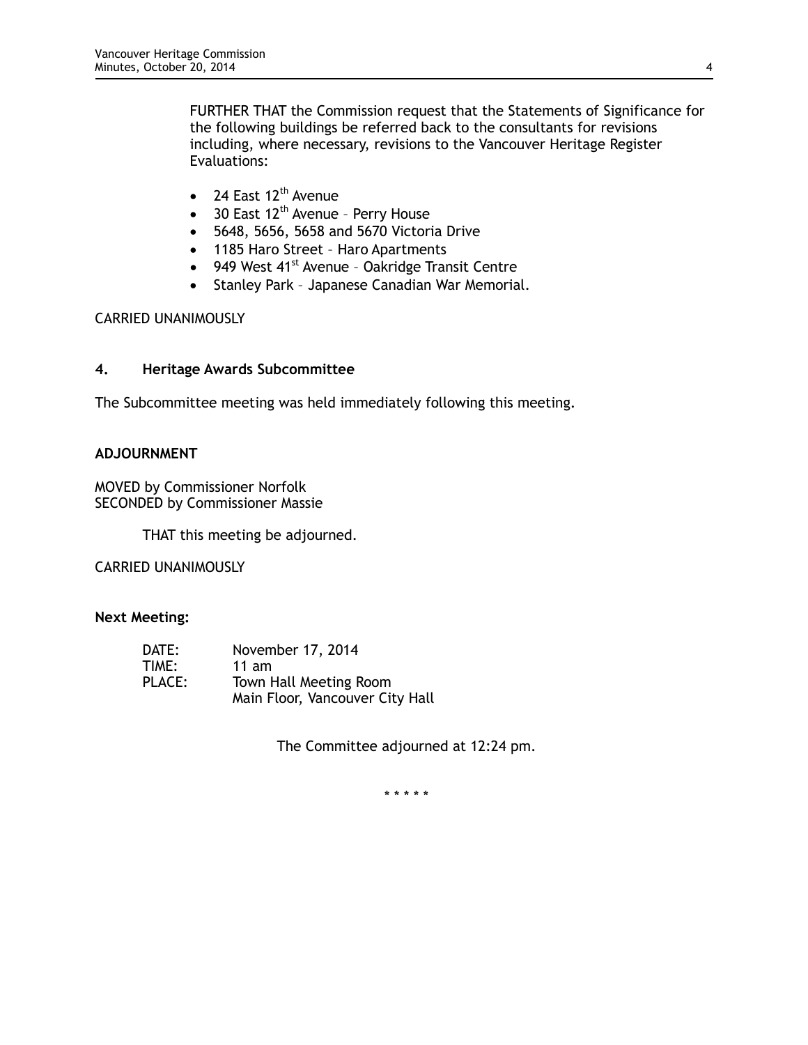FURTHER THAT the Commission request that the Statements of Significance for the following buildings be referred back to the consultants for revisions including, where necessary, revisions to the Vancouver Heritage Register Evaluations:

- 24 East 12th Avenue
- 30 East 12th Avenue – Perry House
- 5648, 5656, 5658 and 5670 Victoria Drive
- 1185 Haro Street – Haro Apartments
- 949 West 41st Avenue – Oakridge Transit Centre
- Stanley Park – Japanese Canadian War Memorial.

CARRIED UNANIMOUSLY

### 4. Heritage Awards Subcommittee

The Subcommittee meeting was held immediately following this meeting.

### ADJOURNMENT

MOVED by Commissioner Norfolk
SECONDED by Commissioner Massie

THAT this meeting be adjourned.

CARRIED UNANIMOUSLY

**Next Meeting:**

| | |
|---|---|
| DATE: | November 17, 2014 |
| TIME: | 11 am |
| PLACE: | Town Hall Meeting Room<br>Main Floor, Vancouver City Hall |

The Committee adjourned at 12:24 pm.

* * * * *